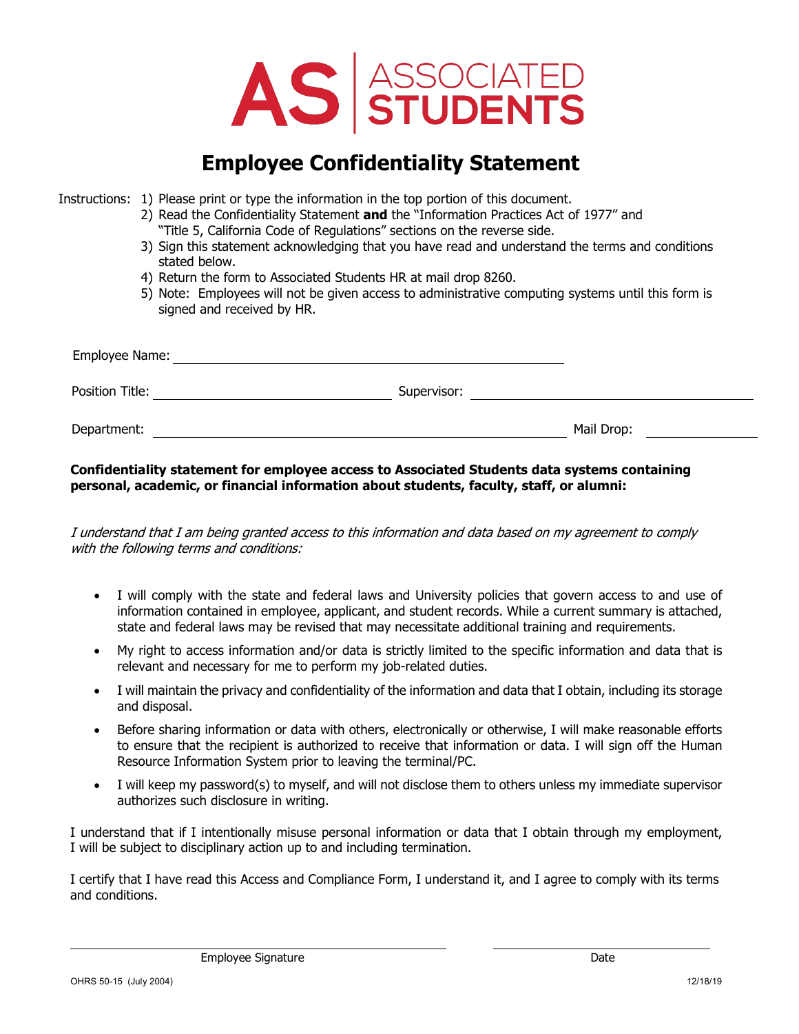AS | ASSOCIATED STUDENTS

# Employee Confidentiality Statement

Instructions:
1) Please print or type the information in the top portion of this document.
2) Read the Confidentiality Statement **and** the "Information Practices Act of 1977" and "Title 5, California Code of Regulations" sections on the reverse side.
3) Sign this statement acknowledging that you have read and understand the terms and conditions stated below.
4) Return the form to Associated Students HR at mail drop 8260.
5) Note: Employees will not be given access to administrative computing systems until this form is signed and received by HR.

Employee Name: ______________________________

Position Title: ____________________ Supervisor: ____________________

Department: ______________________________ Mail Drop: __________

**Confidentiality statement for employee access to Associated Students data systems containing personal, academic, or financial information about students, faculty, staff, or alumni:**

*I understand that I am being granted access to this information and data based on my agreement to comply with the following terms and conditions:*

- I will comply with the state and federal laws and University policies that govern access to and use of information contained in employee, applicant, and student records. While a current summary is attached, state and federal laws may be revised that may necessitate additional training and requirements.
- My right to access information and/or data is strictly limited to the specific information and data that is relevant and necessary for me to perform my job-related duties.
- I will maintain the privacy and confidentiality of the information and data that I obtain, including its storage and disposal.
- Before sharing information or data with others, electronically or otherwise, I will make reasonable efforts to ensure that the recipient is authorized to receive that information or data. I will sign off the Human Resource Information System prior to leaving the terminal/PC.
- I will keep my password(s) to myself, and will not disclose them to others unless my immediate supervisor authorizes such disclosure in writing.

I understand that if I intentionally misuse personal information or data that I obtain through my employment, I will be subject to disciplinary action up to and including termination.

I certify that I have read this Access and Compliance Form, I understand it, and I agree to comply with its terms and conditions.

______________________________ ____________________

Employee Signature Date

OHRS 50-15 (July 2004) 12/18/19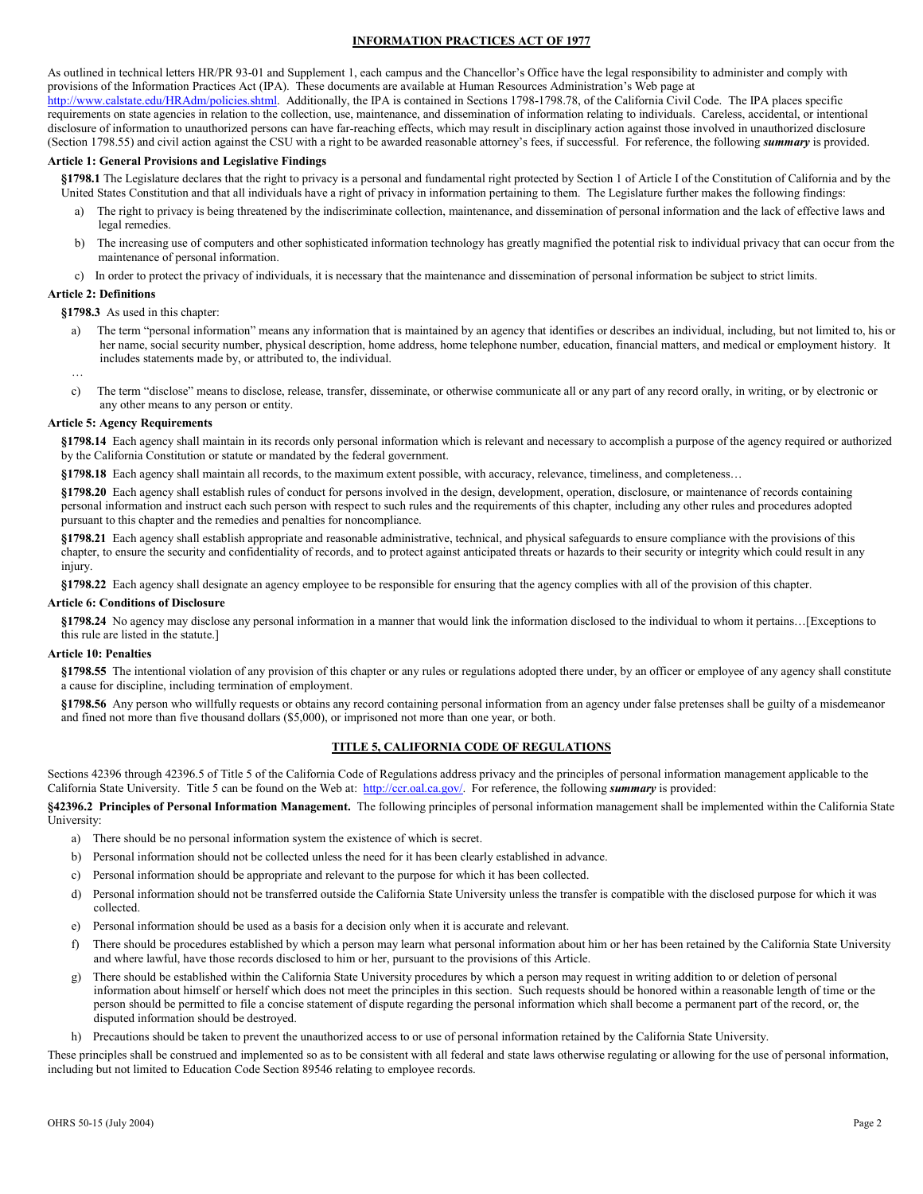## INFORMATION PRACTICES ACT OF 1977

As outlined in technical letters HR/PR 93-01 and Supplement 1, each campus and the Chancellor's Office have the legal responsibility to administer and comply with provisions of the Information Practices Act (IPA). These documents are available at Human Resources Administration's Web page at http://www.calstate.edu/HRAdm/policies.shtml. Additionally, the IPA is contained in Sections 1798-1798.78, of the California Civil Code. The IPA places specific requirements on state agencies in relation to the collection, use, maintenance, and dissemination of information relating to individuals. Careless, accidental, or intentional disclosure of information to unauthorized persons can have far-reaching effects, which may result in disciplinary action against those involved in unauthorized disclosure (Section 1798.55) and civil action against the CSU with a right to be awarded reasonable attorney's fees, if successful. For reference, the following ***summary*** is provided.

### Article 1: General Provisions and Legislative Findings

**§1798.1** The Legislature declares that the right to privacy is a personal and fundamental right protected by Section 1 of Article I of the Constitution of California and by the United States Constitution and that all individuals have a right of privacy in information pertaining to them. The Legislature further makes the following findings:

a) The right to privacy is being threatened by the indiscriminate collection, maintenance, and dissemination of personal information and the lack of effective laws and legal remedies.

b) The increasing use of computers and other sophisticated information technology has greatly magnified the potential risk to individual privacy that can occur from the maintenance of personal information.

c) In order to protect the privacy of individuals, it is necessary that the maintenance and dissemination of personal information be subject to strict limits.

### Article 2: Definitions

**§1798.3** As used in this chapter:

a) The term "personal information" means any information that is maintained by an agency that identifies or describes an individual, including, but not limited to, his or her name, social security number, physical description, home address, home telephone number, education, financial matters, and medical or employment history. It includes statements made by, or attributed to, the individual.

…

c) The term "disclose" means to disclose, release, transfer, disseminate, or otherwise communicate all or any part of any record orally, in writing, or by electronic or any other means to any person or entity.

### Article 5: Agency Requirements

**§1798.14** Each agency shall maintain in its records only personal information which is relevant and necessary to accomplish a purpose of the agency required or authorized by the California Constitution or statute or mandated by the federal government.

**§1798.18** Each agency shall maintain all records, to the maximum extent possible, with accuracy, relevance, timeliness, and completeness…

**§1798.20** Each agency shall establish rules of conduct for persons involved in the design, development, operation, disclosure, or maintenance of records containing personal information and instruct each such person with respect to such rules and the requirements of this chapter, including any other rules and procedures adopted pursuant to this chapter and the remedies and penalties for noncompliance.

**§1798.21** Each agency shall establish appropriate and reasonable administrative, technical, and physical safeguards to ensure compliance with the provisions of this chapter, to ensure the security and confidentiality of records, and to protect against anticipated threats or hazards to their security or integrity which could result in any injury.

**§1798.22** Each agency shall designate an agency employee to be responsible for ensuring that the agency complies with all of the provision of this chapter.

### Article 6: Conditions of Disclosure

**§1798.24** No agency may disclose any personal information in a manner that would link the information disclosed to the individual to whom it pertains…[Exceptions to this rule are listed in the statute.]

### Article 10: Penalties

**§1798.55** The intentional violation of any provision of this chapter or any rules or regulations adopted there under, by an officer or employee of any agency shall constitute a cause for discipline, including termination of employment.

**§1798.56** Any person who willfully requests or obtains any record containing personal information from an agency under false pretenses shall be guilty of a misdemeanor and fined not more than five thousand dollars ($5,000), or imprisoned not more than one year, or both.

## TITLE 5, CALIFORNIA CODE OF REGULATIONS

Sections 42396 through 42396.5 of Title 5 of the California Code of Regulations address privacy and the principles of personal information management applicable to the California State University. Title 5 can be found on the Web at: http://ccr.oal.ca.gov/. For reference, the following ***summary*** is provided:

**§42396.2 Principles of Personal Information Management.** The following principles of personal information management shall be implemented within the California State University:

a) There should be no personal information system the existence of which is secret.

b) Personal information should not be collected unless the need for it has been clearly established in advance.

c) Personal information should be appropriate and relevant to the purpose for which it has been collected.

d) Personal information should not be transferred outside the California State University unless the transfer is compatible with the disclosed purpose for which it was collected.

e) Personal information should be used as a basis for a decision only when it is accurate and relevant.

f) There should be procedures established by which a person may learn what personal information about him or her has been retained by the California State University and where lawful, have those records disclosed to him or her, pursuant to the provisions of this Article.

g) There should be established within the California State University procedures by which a person may request in writing addition to or deletion of personal information about himself or herself which does not meet the principles in this section. Such requests should be honored within a reasonable length of time or the person should be permitted to file a concise statement of dispute regarding the personal information which shall become a permanent part of the record, or, the disputed information should be destroyed.

h) Precautions should be taken to prevent the unauthorized access to or use of personal information retained by the California State University.

These principles shall be construed and implemented so as to be consistent with all federal and state laws otherwise regulating or allowing for the use of personal information, including but not limited to Education Code Section 89546 relating to employee records.

OHRS 50-15 (July 2004)